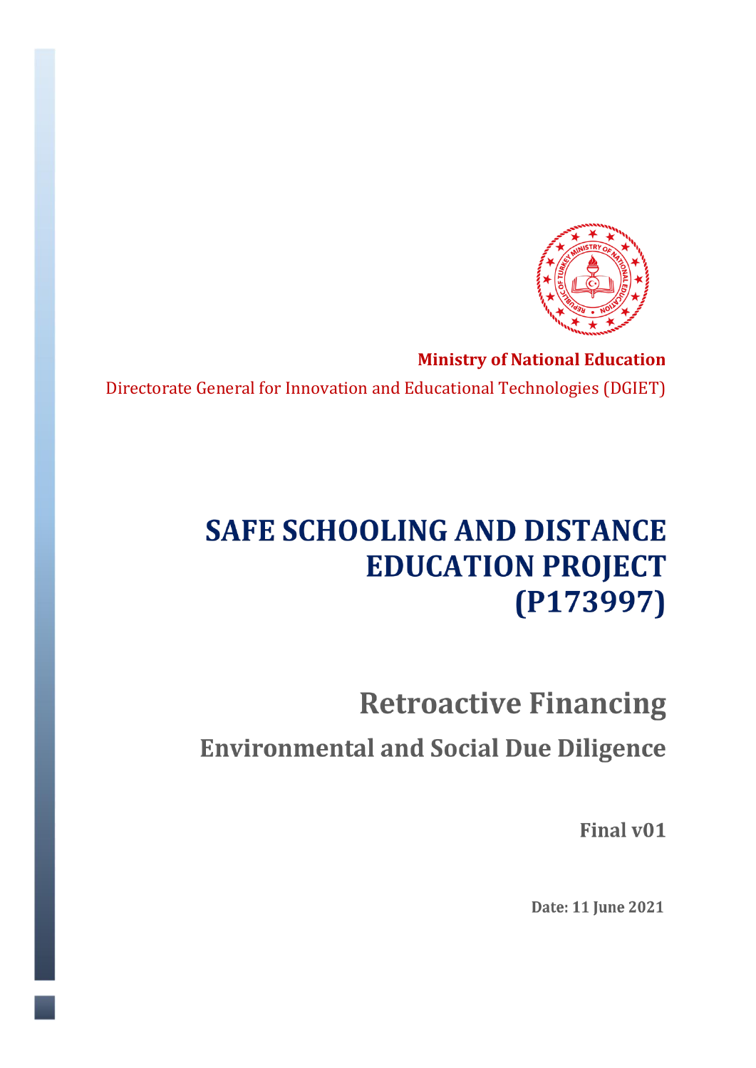**Ministry of National Education**

Directorate General for Innovation and Educational Technologies (DGIET)

# SAFE SCHOOLING AND DISTANCE EDUCATION PROJECT (P173997)

## Retroactive Financing

### Environmental and Social Due Diligence

**Final v01**

**Date: 11 June 2021**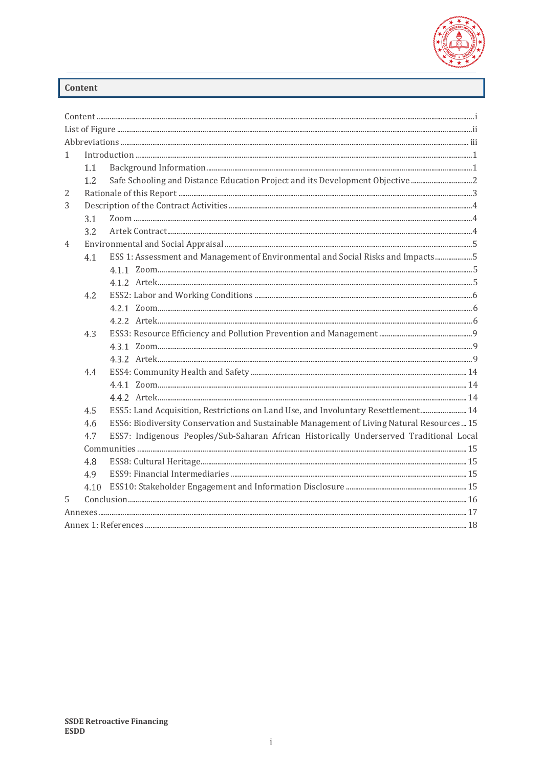## Content

Content ..... i
List of Figure ..... ii
Abbreviations ..... iii
1 Introduction ..... 1
  1.1 Background Information ..... 1
  1.2 Safe Schooling and Distance Education Project and its Development Objective ..... 2
2 Rationale of this Report ..... 3
3 Description of the Contract Activities ..... 4
  3.1 Zoom ..... 4
  3.2 Artek Contract ..... 4
4 Environmental and Social Appraisal ..... 5
  4.1 ESS 1: Assessment and Management of Environmental and Social Risks and Impacts ..... 5
    4.1.1 Zoom ..... 5
    4.1.2 Artek ..... 5
  4.2 ESS2: Labor and Working Conditions ..... 6
    4.2.1 Zoom ..... 6
    4.2.2 Artek ..... 6
  4.3 ESS3: Resource Efficiency and Pollution Prevention and Management ..... 9
    4.3.1 Zoom ..... 9
    4.3.2 Artek ..... 9
  4.4 ESS4: Community Health and Safety ..... 14
    4.4.1 Zoom ..... 14
    4.4.2 Artek ..... 14
  4.5 ESS5: Land Acquisition, Restrictions on Land Use, and Involuntary Resettlement ..... 14
  4.6 ESS6: Biodiversity Conservation and Sustainable Management of Living Natural Resources ..... 15
  4.7 ESS7: Indigenous Peoples/Sub-Saharan African Historically Underserved Traditional Local Communities ..... 15
  4.8 ESS8: Cultural Heritage ..... 15
  4.9 ESS9: Financial Intermediaries ..... 15
  4.10 ESS10: Stakeholder Engagement and Information Disclosure ..... 15
5 Conclusion ..... 16
Annexes ..... 17
Annex 1: References ..... 18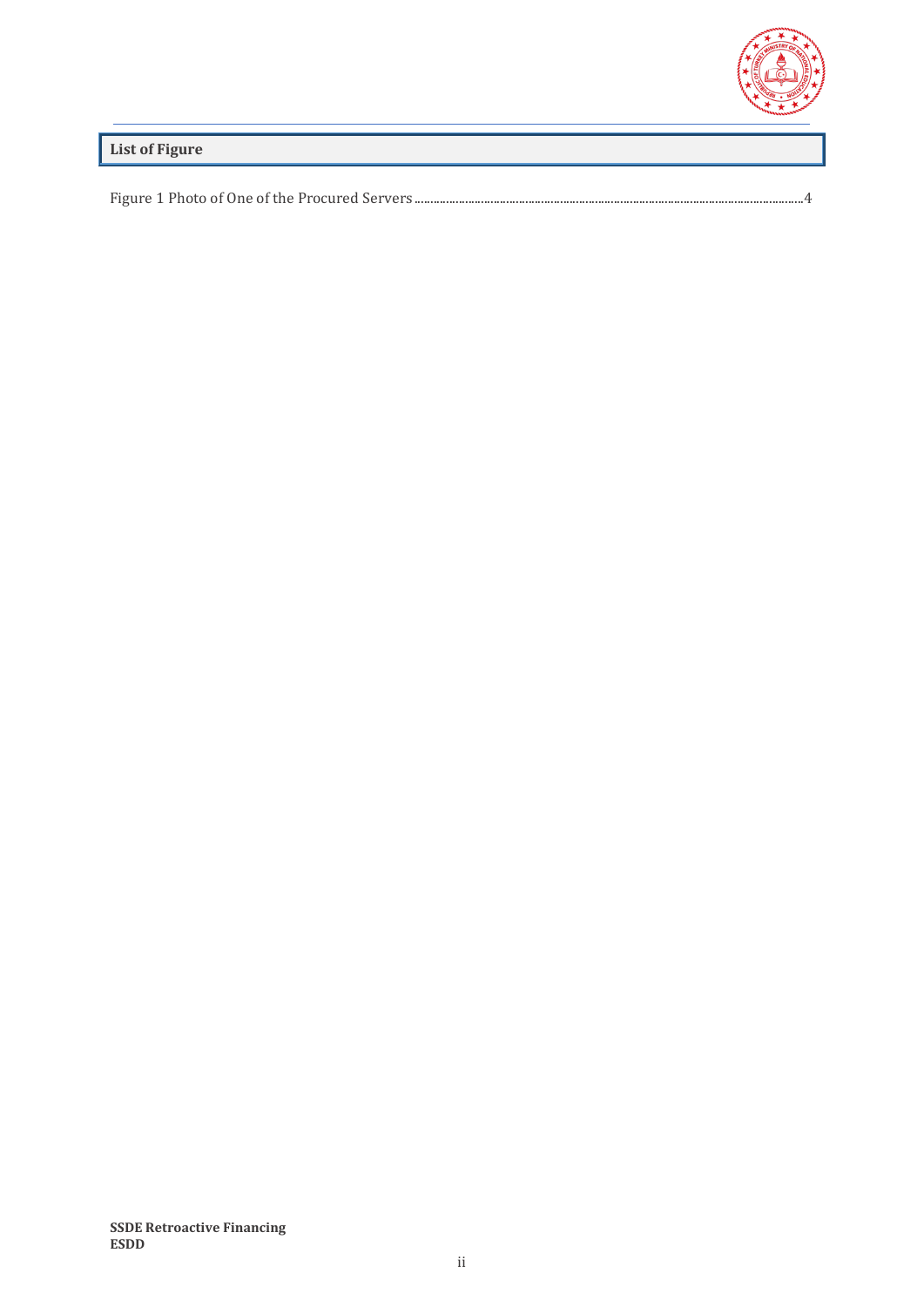## List of Figure

Figure 1 Photo of One of the Procured Servers ....................................................................................................................4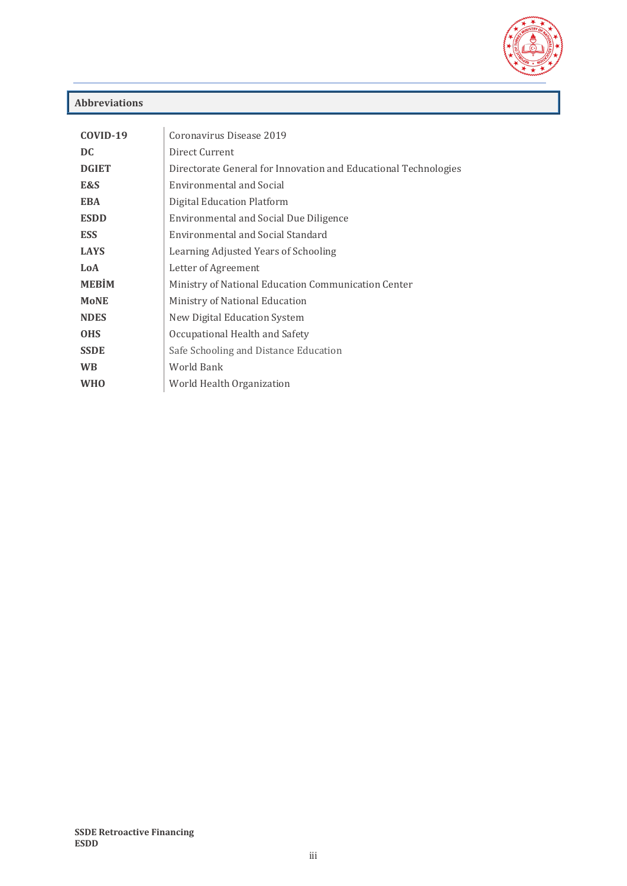## Abbreviations

| | |
|---|---|
| **COVID-19** | Coronavirus Disease 2019 |
| **DC** | Direct Current |
| **DGIET** | Directorate General for Innovation and Educational Technologies |
| **E&S** | Environmental and Social |
| **EBA** | Digital Education Platform |
| **ESDD** | Environmental and Social Due Diligence |
| **ESS** | Environmental and Social Standard |
| **LAYS** | Learning Adjusted Years of Schooling |
| **LoA** | Letter of Agreement |
| **MEBİM** | Ministry of National Education Communication Center |
| **MoNE** | Ministry of National Education |
| **NDES** | New Digital Education System |
| **OHS** | Occupational Health and Safety |
| **SSDE** | Safe Schooling and Distance Education |
| **WB** | World Bank |
| **WHO** | World Health Organization |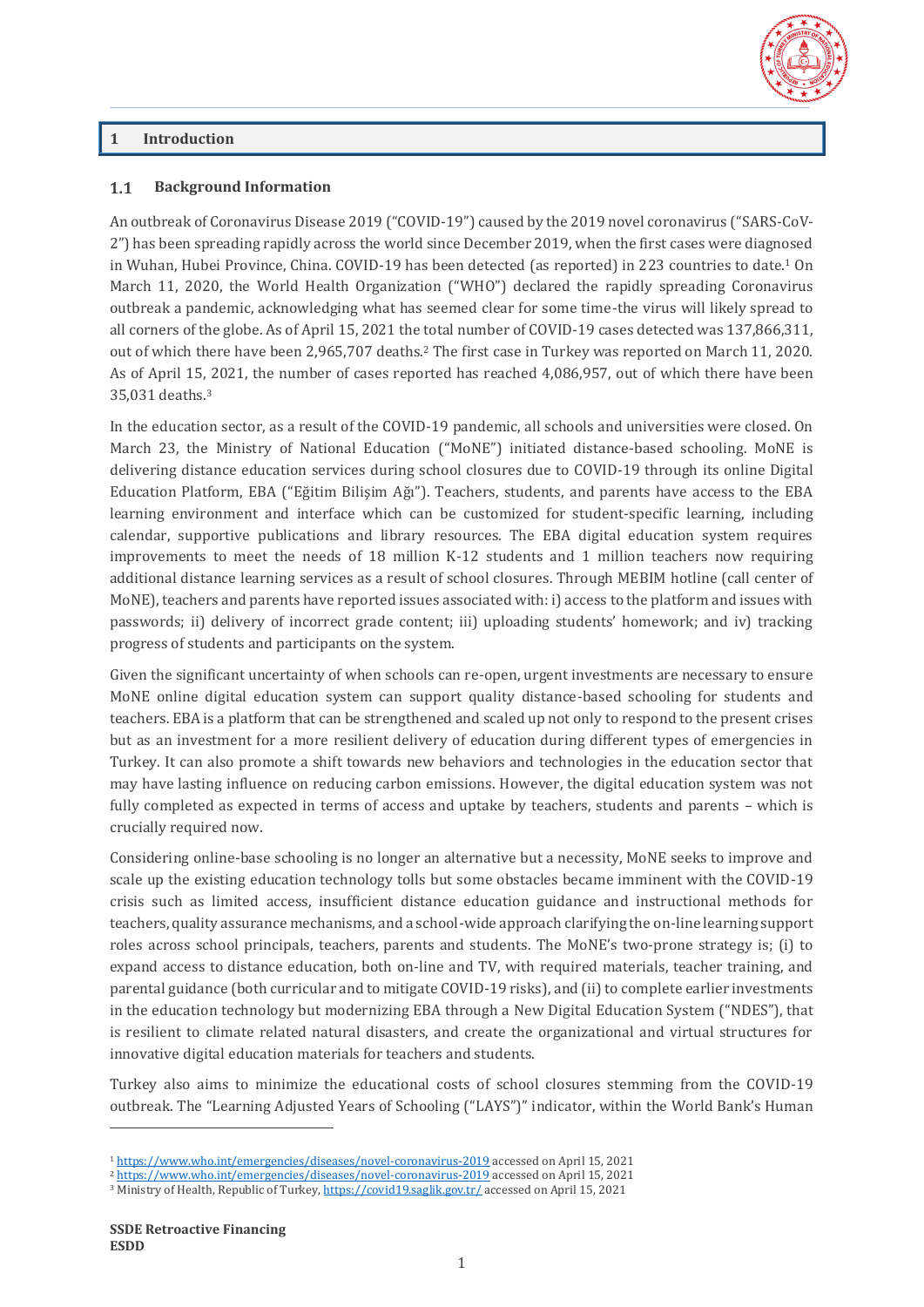# 1 Introduction

## 1.1 Background Information

An outbreak of Coronavirus Disease 2019 ("COVID-19") caused by the 2019 novel coronavirus ("SARS-CoV-2") has been spreading rapidly across the world since December 2019, when the first cases were diagnosed in Wuhan, Hubei Province, China. COVID-19 has been detected (as reported) in 223 countries to date.[1] On March 11, 2020, the World Health Organization ("WHO") declared the rapidly spreading Coronavirus outbreak a pandemic, acknowledging what has seemed clear for some time-the virus will likely spread to all corners of the globe. As of April 15, 2021 the total number of COVID-19 cases detected was 137,866,311, out of which there have been 2,965,707 deaths.[2] The first case in Turkey was reported on March 11, 2020. As of April 15, 2021, the number of cases reported has reached 4,086,957, out of which there have been 35,031 deaths.[3]

In the education sector, as a result of the COVID-19 pandemic, all schools and universities were closed. On March 23, the Ministry of National Education ("MoNE") initiated distance-based schooling. MoNE is delivering distance education services during school closures due to COVID-19 through its online Digital Education Platform, EBA ("Eğitim Bilişim Ağı"). Teachers, students, and parents have access to the EBA learning environment and interface which can be customized for student-specific learning, including calendar, supportive publications and library resources. The EBA digital education system requires improvements to meet the needs of 18 million K-12 students and 1 million teachers now requiring additional distance learning services as a result of school closures. Through MEBIM hotline (call center of MoNE), teachers and parents have reported issues associated with: i) access to the platform and issues with passwords; ii) delivery of incorrect grade content; iii) uploading students' homework; and iv) tracking progress of students and participants on the system.

Given the significant uncertainty of when schools can re-open, urgent investments are necessary to ensure MoNE online digital education system can support quality distance-based schooling for students and teachers. EBA is a platform that can be strengthened and scaled up not only to respond to the present crises but as an investment for a more resilient delivery of education during different types of emergencies in Turkey. It can also promote a shift towards new behaviors and technologies in the education sector that may have lasting influence on reducing carbon emissions. However, the digital education system was not fully completed as expected in terms of access and uptake by teachers, students and parents – which is crucially required now.

Considering online-base schooling is no longer an alternative but a necessity, MoNE seeks to improve and scale up the existing education technology tolls but some obstacles became imminent with the COVID-19 crisis such as limited access, insufficient distance education guidance and instructional methods for teachers, quality assurance mechanisms, and a school-wide approach clarifying the on-line learning support roles across school principals, teachers, parents and students. The MoNE's two-prone strategy is; (i) to expand access to distance education, both on-line and TV, with required materials, teacher training, and parental guidance (both curricular and to mitigate COVID-19 risks), and (ii) to complete earlier investments in the education technology but modernizing EBA through a New Digital Education System ("NDES"), that is resilient to climate related natural disasters, and create the organizational and virtual structures for innovative digital education materials for teachers and students.

Turkey also aims to minimize the educational costs of school closures stemming from the COVID-19 outbreak. The "Learning Adjusted Years of Schooling ("LAYS")" indicator, within the World Bank's Human

[1] https://www.who.int/emergencies/diseases/novel-coronavirus-2019 accessed on April 15, 2021
[2] https://www.who.int/emergencies/diseases/novel-coronavirus-2019 accessed on April 15, 2021
[3] Ministry of Health, Republic of Turkey, https://covid19.saglik.gov.tr/ accessed on April 15, 2021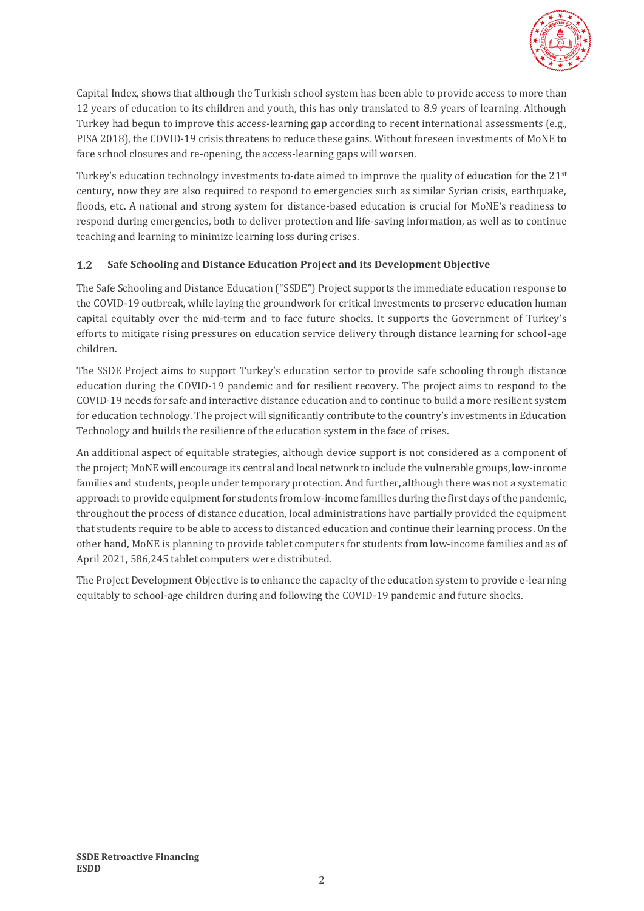Capital Index, shows that although the Turkish school system has been able to provide access to more than 12 years of education to its children and youth, this has only translated to 8.9 years of learning. Although Turkey had begun to improve this access-learning gap according to recent international assessments (e.g., PISA 2018), the COVID-19 crisis threatens to reduce these gains. Without foreseen investments of MoNE to face school closures and re-opening, the access-learning gaps will worsen.

Turkey's education technology investments to-date aimed to improve the quality of education for the 21st century, now they are also required to respond to emergencies such as similar Syrian crisis, earthquake, floods, etc. A national and strong system for distance-based education is crucial for MoNE's readiness to respond during emergencies, both to deliver protection and life-saving information, as well as to continue teaching and learning to minimize learning loss during crises.

### 1.2 Safe Schooling and Distance Education Project and its Development Objective

The Safe Schooling and Distance Education ("SSDE") Project supports the immediate education response to the COVID-19 outbreak, while laying the groundwork for critical investments to preserve education human capital equitably over the mid-term and to face future shocks. It supports the Government of Turkey's efforts to mitigate rising pressures on education service delivery through distance learning for school-age children.

The SSDE Project aims to support Turkey's education sector to provide safe schooling through distance education during the COVID-19 pandemic and for resilient recovery. The project aims to respond to the COVID-19 needs for safe and interactive distance education and to continue to build a more resilient system for education technology. The project will significantly contribute to the country's investments in Education Technology and builds the resilience of the education system in the face of crises.

An additional aspect of equitable strategies, although device support is not considered as a component of the project; MoNE will encourage its central and local network to include the vulnerable groups, low-income families and students, people under temporary protection. And further, although there was not a systematic approach to provide equipment for students from low-income families during the first days of the pandemic, throughout the process of distance education, local administrations have partially provided the equipment that students require to be able to access to distanced education and continue their learning process. On the other hand, MoNE is planning to provide tablet computers for students from low-income families and as of April 2021, 586,245 tablet computers were distributed.

The Project Development Objective is to enhance the capacity of the education system to provide e-learning equitably to school-age children during and following the COVID-19 pandemic and future shocks.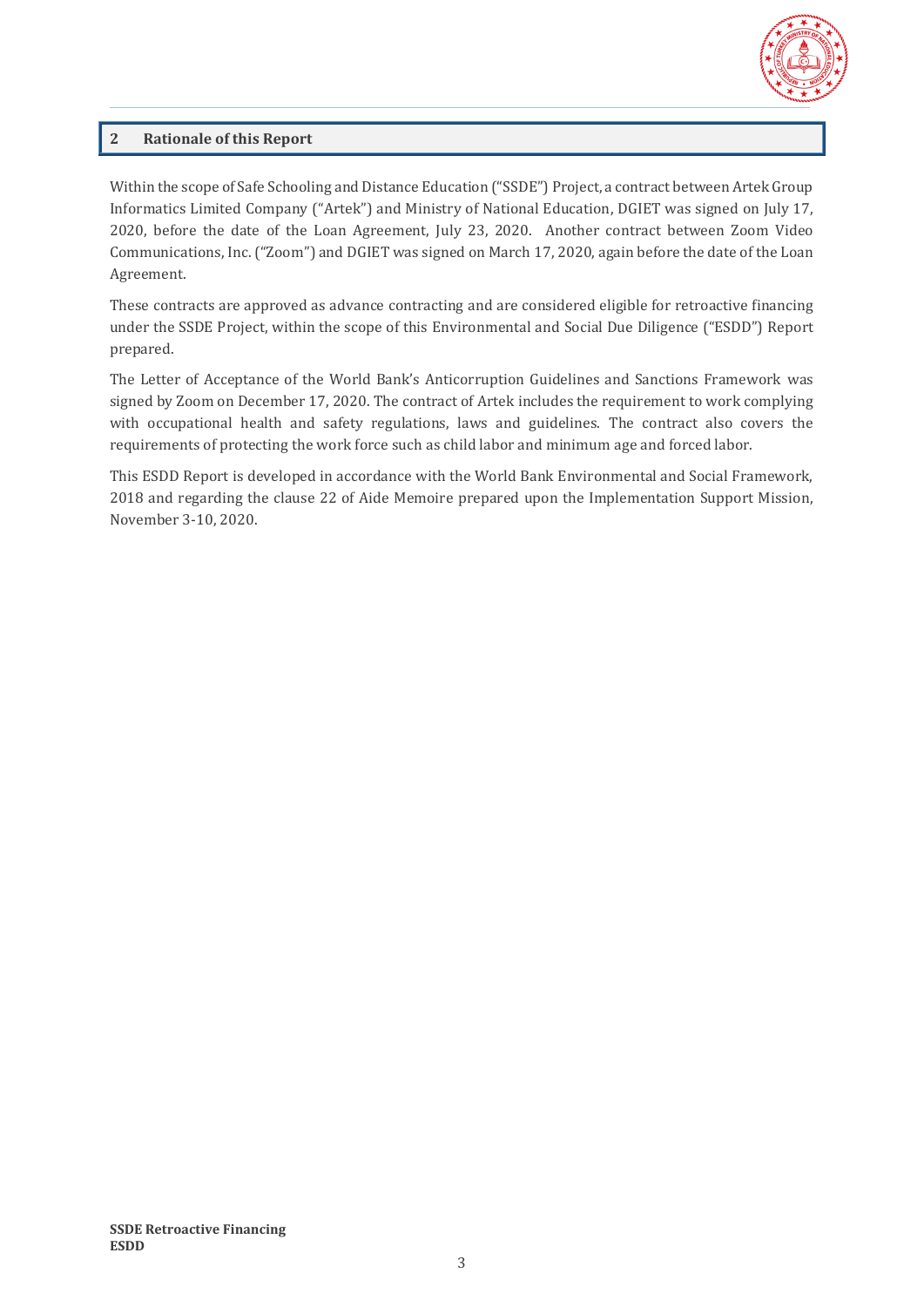## 2 Rationale of this Report

Within the scope of Safe Schooling and Distance Education ("SSDE") Project, a contract between Artek Group Informatics Limited Company ("Artek") and Ministry of National Education, DGIET was signed on July 17, 2020, before the date of the Loan Agreement, July 23, 2020. Another contract between Zoom Video Communications, Inc. ("Zoom") and DGIET was signed on March 17, 2020, again before the date of the Loan Agreement.

These contracts are approved as advance contracting and are considered eligible for retroactive financing under the SSDE Project, within the scope of this Environmental and Social Due Diligence ("ESDD") Report prepared.

The Letter of Acceptance of the World Bank's Anticorruption Guidelines and Sanctions Framework was signed by Zoom on December 17, 2020. The contract of Artek includes the requirement to work complying with occupational health and safety regulations, laws and guidelines. The contract also covers the requirements of protecting the work force such as child labor and minimum age and forced labor.

This ESDD Report is developed in accordance with the World Bank Environmental and Social Framework, 2018 and regarding the clause 22 of Aide Memoire prepared upon the Implementation Support Mission, November 3-10, 2020.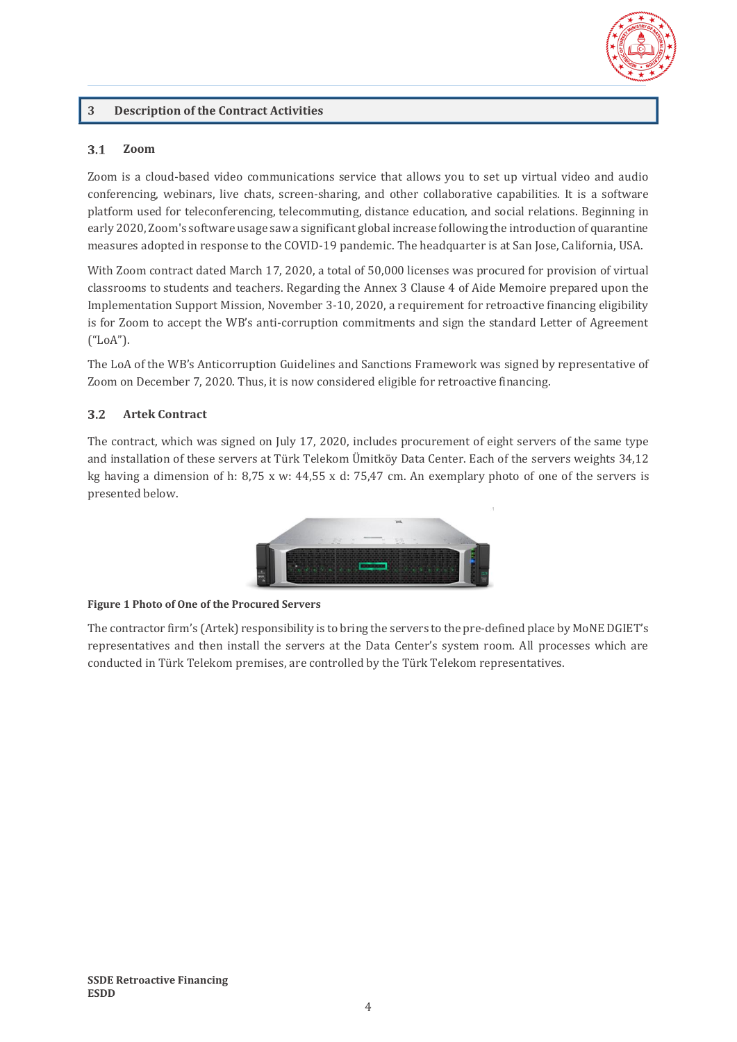## 3 Description of the Contract Activities

### 3.1 Zoom

Zoom is a cloud-based video communications service that allows you to set up virtual video and audio conferencing, webinars, live chats, screen-sharing, and other collaborative capabilities. It is a software platform used for teleconferencing, telecommuting, distance education, and social relations. Beginning in early 2020, Zoom's software usage saw a significant global increase following the introduction of quarantine measures adopted in response to the COVID-19 pandemic. The headquarter is at San Jose, California, USA.

With Zoom contract dated March 17, 2020, a total of 50,000 licenses was procured for provision of virtual classrooms to students and teachers. Regarding the Annex 3 Clause 4 of Aide Memoire prepared upon the Implementation Support Mission, November 3-10, 2020, a requirement for retroactive financing eligibility is for Zoom to accept the WB's anti-corruption commitments and sign the standard Letter of Agreement ("LoA").

The LoA of the WB's Anticorruption Guidelines and Sanctions Framework was signed by representative of Zoom on December 7, 2020. Thus, it is now considered eligible for retroactive financing.

### 3.2 Artek Contract

The contract, which was signed on July 17, 2020, includes procurement of eight servers of the same type and installation of these servers at Türk Telekom Ümitköy Data Center. Each of the servers weights 34,12 kg having a dimension of h: 8,75 x w: 44,55 x d: 75,47 cm. An exemplary photo of one of the servers is presented below.

**Figure 1 Photo of One of the Procured Servers**

The contractor firm's (Artek) responsibility is to bring the servers to the pre-defined place by MoNE DGIET's representatives and then install the servers at the Data Center's system room. All processes which are conducted in Türk Telekom premises, are controlled by the Türk Telekom representatives.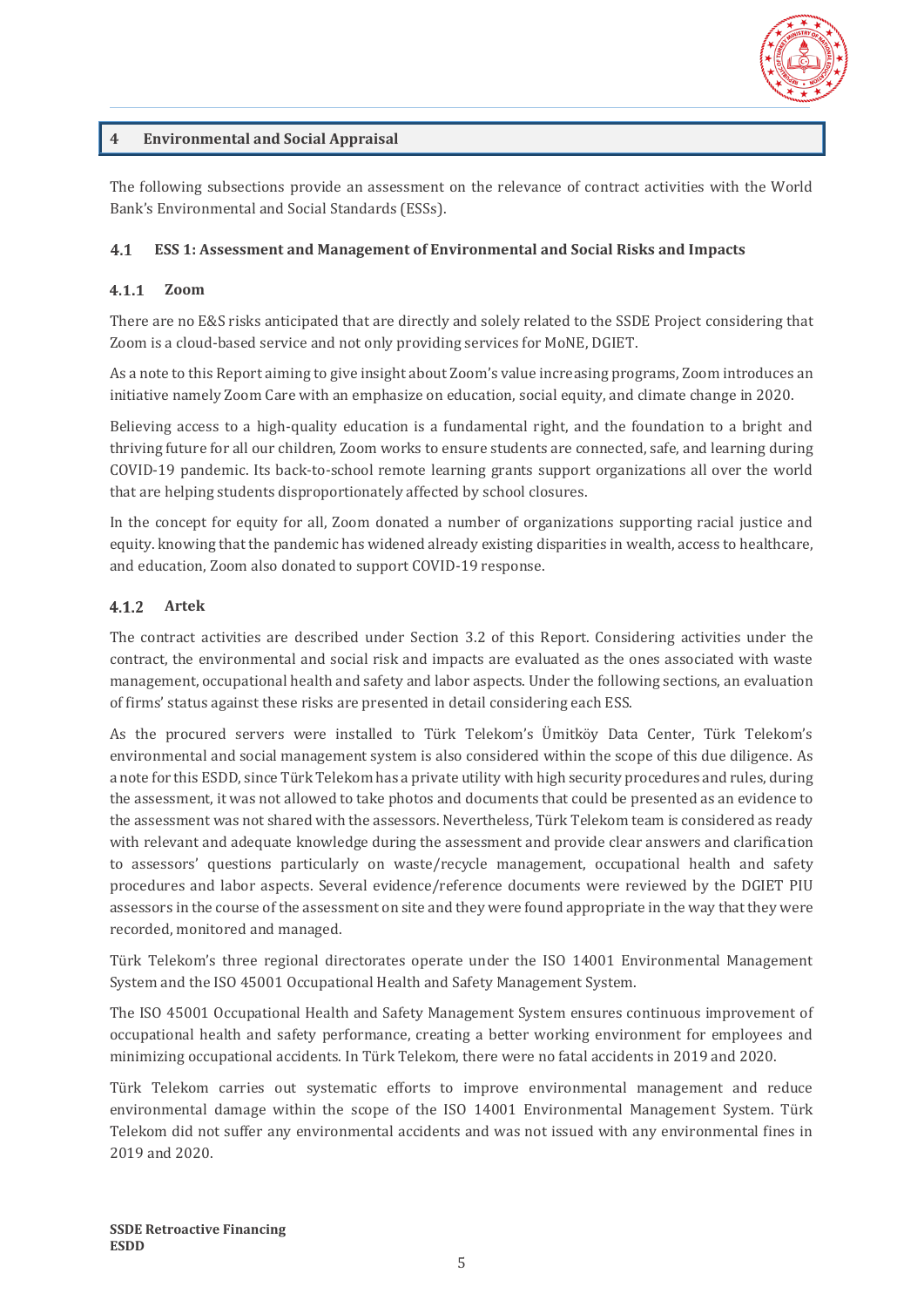## 4 Environmental and Social Appraisal

The following subsections provide an assessment on the relevance of contract activities with the World Bank's Environmental and Social Standards (ESSs).

### 4.1 ESS 1: Assessment and Management of Environmental and Social Risks and Impacts

#### 4.1.1 Zoom

There are no E&S risks anticipated that are directly and solely related to the SSDE Project considering that Zoom is a cloud-based service and not only providing services for MoNE, DGIET.

As a note to this Report aiming to give insight about Zoom's value increasing programs, Zoom introduces an initiative namely Zoom Care with an emphasize on education, social equity, and climate change in 2020.

Believing access to a high-quality education is a fundamental right, and the foundation to a bright and thriving future for all our children, Zoom works to ensure students are connected, safe, and learning during COVID-19 pandemic. Its back-to-school remote learning grants support organizations all over the world that are helping students disproportionately affected by school closures.

In the concept for equity for all, Zoom donated a number of organizations supporting racial justice and equity. knowing that the pandemic has widened already existing disparities in wealth, access to healthcare, and education, Zoom also donated to support COVID-19 response.

#### 4.1.2 Artek

The contract activities are described under Section 3.2 of this Report. Considering activities under the contract, the environmental and social risk and impacts are evaluated as the ones associated with waste management, occupational health and safety and labor aspects. Under the following sections, an evaluation of firms' status against these risks are presented in detail considering each ESS.

As the procured servers were installed to Türk Telekom's Ümitköy Data Center, Türk Telekom's environmental and social management system is also considered within the scope of this due diligence. As a note for this ESDD, since Türk Telekom has a private utility with high security procedures and rules, during the assessment, it was not allowed to take photos and documents that could be presented as an evidence to the assessment was not shared with the assessors. Nevertheless, Türk Telekom team is considered as ready with relevant and adequate knowledge during the assessment and provide clear answers and clarification to assessors' questions particularly on waste/recycle management, occupational health and safety procedures and labor aspects. Several evidence/reference documents were reviewed by the DGIET PIU assessors in the course of the assessment on site and they were found appropriate in the way that they were recorded, monitored and managed.

Türk Telekom's three regional directorates operate under the ISO 14001 Environmental Management System and the ISO 45001 Occupational Health and Safety Management System.

The ISO 45001 Occupational Health and Safety Management System ensures continuous improvement of occupational health and safety performance, creating a better working environment for employees and minimizing occupational accidents. In Türk Telekom, there were no fatal accidents in 2019 and 2020.

Türk Telekom carries out systematic efforts to improve environmental management and reduce environmental damage within the scope of the ISO 14001 Environmental Management System. Türk Telekom did not suffer any environmental accidents and was not issued with any environmental fines in 2019 and 2020.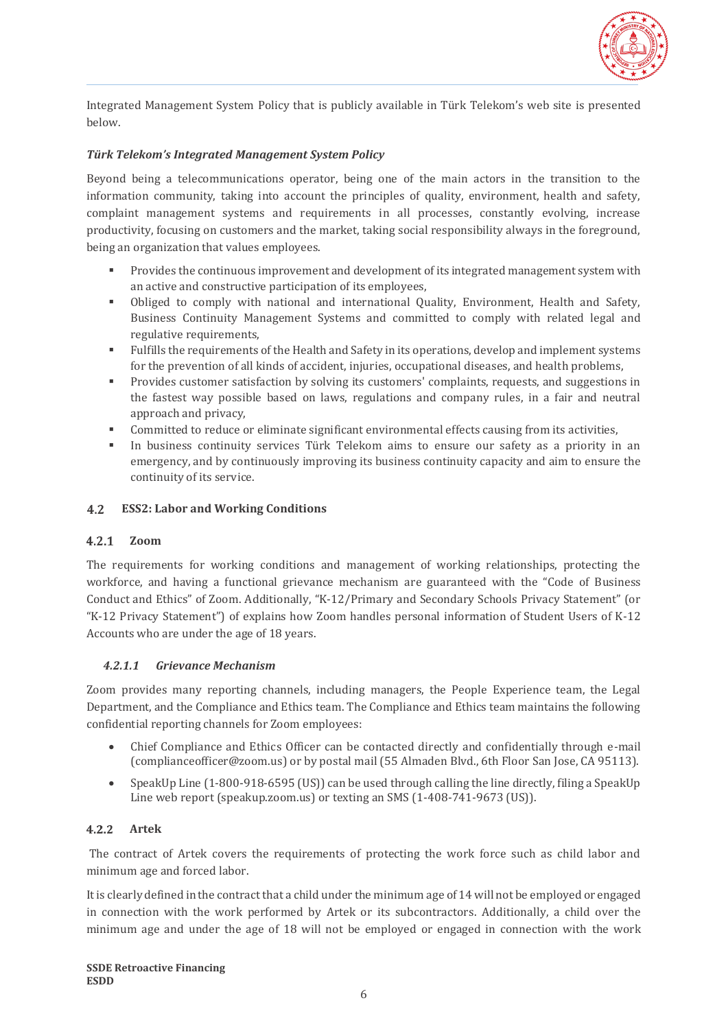Integrated Management System Policy that is publicly available in Türk Telekom's web site is presented below.

***Türk Telekom's Integrated Management System Policy***

Beyond being a telecommunications operator, being one of the main actors in the transition to the information community, taking into account the principles of quality, environment, health and safety, complaint management systems and requirements in all processes, constantly evolving, increase productivity, focusing on customers and the market, taking social responsibility always in the foreground, being an organization that values employees.

- Provides the continuous improvement and development of its integrated management system with an active and constructive participation of its employees,
- Obliged to comply with national and international Quality, Environment, Health and Safety, Business Continuity Management Systems and committed to comply with related legal and regulative requirements,
- Fulfills the requirements of the Health and Safety in its operations, develop and implement systems for the prevention of all kinds of accident, injuries, occupational diseases, and health problems,
- Provides customer satisfaction by solving its customers' complaints, requests, and suggestions in the fastest way possible based on laws, regulations and company rules, in a fair and neutral approach and privacy,
- Committed to reduce or eliminate significant environmental effects causing from its activities,
- In business continuity services Türk Telekom aims to ensure our safety as a priority in an emergency, and by continuously improving its business continuity capacity and aim to ensure the continuity of its service.

## 4.2 ESS2: Labor and Working Conditions

### 4.2.1 Zoom

The requirements for working conditions and management of working relationships, protecting the workforce, and having a functional grievance mechanism are guaranteed with the "Code of Business Conduct and Ethics" of Zoom. Additionally, "K-12/Primary and Secondary Schools Privacy Statement" (or "K-12 Privacy Statement") of explains how Zoom handles personal information of Student Users of K-12 Accounts who are under the age of 18 years.

#### *4.2.1.1 Grievance Mechanism*

Zoom provides many reporting channels, including managers, the People Experience team, the Legal Department, and the Compliance and Ethics team. The Compliance and Ethics team maintains the following confidential reporting channels for Zoom employees:

- Chief Compliance and Ethics Officer can be contacted directly and confidentially through e-mail (complianceofficer@zoom.us) or by postal mail (55 Almaden Blvd., 6th Floor San Jose, CA 95113).
- SpeakUp Line (1-800-918-6595 (US)) can be used through calling the line directly, filing a SpeakUp Line web report (speakup.zoom.us) or texting an SMS (1-408-741-9673 (US)).

### 4.2.2 Artek

The contract of Artek covers the requirements of protecting the work force such as child labor and minimum age and forced labor.

It is clearly defined in the contract that a child under the minimum age of 14 will not be employed or engaged in connection with the work performed by Artek or its subcontractors. Additionally, a child over the minimum age and under the age of 18 will not be employed or engaged in connection with the work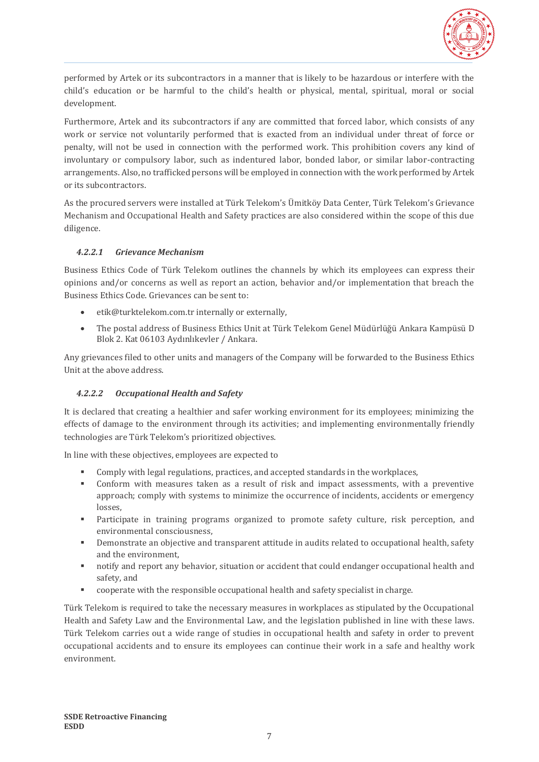performed by Artek or its subcontractors in a manner that is likely to be hazardous or interfere with the child's education or be harmful to the child's health or physical, mental, spiritual, moral or social development.

Furthermore, Artek and its subcontractors if any are committed that forced labor, which consists of any work or service not voluntarily performed that is exacted from an individual under threat of force or penalty, will not be used in connection with the performed work. This prohibition covers any kind of involuntary or compulsory labor, such as indentured labor, bonded labor, or similar labor-contracting arrangements. Also, no trafficked persons will be employed in connection with the work performed by Artek or its subcontractors.

As the procured servers were installed at Türk Telekom's Ümitköy Data Center, Türk Telekom's Grievance Mechanism and Occupational Health and Safety practices are also considered within the scope of this due diligence.

#### *4.2.2.1 Grievance Mechanism*

Business Ethics Code of Türk Telekom outlines the channels by which its employees can express their opinions and/or concerns as well as report an action, behavior and/or implementation that breach the Business Ethics Code. Grievances can be sent to:

- etik@turktelekom.com.tr internally or externally,
- The postal address of Business Ethics Unit at Türk Telekom Genel Müdürlüğü Ankara Kampüsü D Blok 2. Kat 06103 Aydınlıkevler / Ankara.

Any grievances filed to other units and managers of the Company will be forwarded to the Business Ethics Unit at the above address.

#### *4.2.2.2 Occupational Health and Safety*

It is declared that creating a healthier and safer working environment for its employees; minimizing the effects of damage to the environment through its activities; and implementing environmentally friendly technologies are Türk Telekom's prioritized objectives.

In line with these objectives, employees are expected to

- Comply with legal regulations, practices, and accepted standards in the workplaces,
- Conform with measures taken as a result of risk and impact assessments, with a preventive approach; comply with systems to minimize the occurrence of incidents, accidents or emergency losses,
- Participate in training programs organized to promote safety culture, risk perception, and environmental consciousness,
- Demonstrate an objective and transparent attitude in audits related to occupational health, safety and the environment,
- notify and report any behavior, situation or accident that could endanger occupational health and safety, and
- cooperate with the responsible occupational health and safety specialist in charge.

Türk Telekom is required to take the necessary measures in workplaces as stipulated by the Occupational Health and Safety Law and the Environmental Law, and the legislation published in line with these laws. Türk Telekom carries out a wide range of studies in occupational health and safety in order to prevent occupational accidents and to ensure its employees can continue their work in a safe and healthy work environment.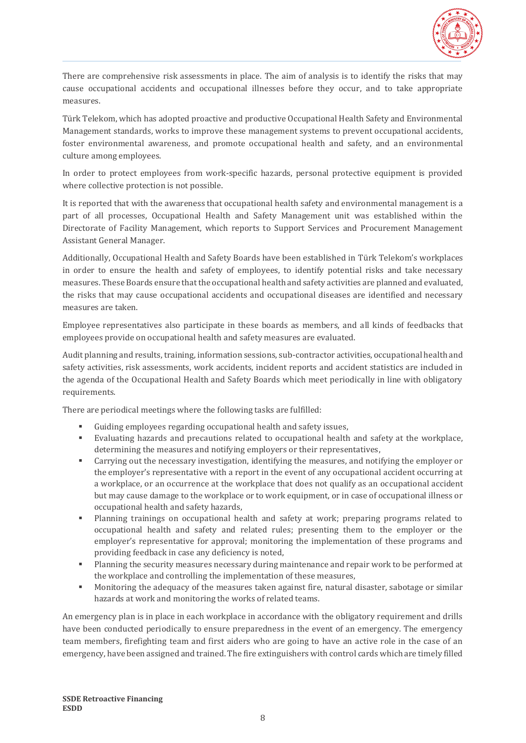There are comprehensive risk assessments in place. The aim of analysis is to identify the risks that may cause occupational accidents and occupational illnesses before they occur, and to take appropriate measures.

Türk Telekom, which has adopted proactive and productive Occupational Health Safety and Environmental Management standards, works to improve these management systems to prevent occupational accidents, foster environmental awareness, and promote occupational health and safety, and an environmental culture among employees.

In order to protect employees from work-specific hazards, personal protective equipment is provided where collective protection is not possible.

It is reported that with the awareness that occupational health safety and environmental management is a part of all processes, Occupational Health and Safety Management unit was established within the Directorate of Facility Management, which reports to Support Services and Procurement Management Assistant General Manager.

Additionally, Occupational Health and Safety Boards have been established in Türk Telekom's workplaces in order to ensure the health and safety of employees, to identify potential risks and take necessary measures. These Boards ensure that the occupational health and safety activities are planned and evaluated, the risks that may cause occupational accidents and occupational diseases are identified and necessary measures are taken.

Employee representatives also participate in these boards as members, and all kinds of feedbacks that employees provide on occupational health and safety measures are evaluated.

Audit planning and results, training, information sessions, sub-contractor activities, occupational health and safety activities, risk assessments, work accidents, incident reports and accident statistics are included in the agenda of the Occupational Health and Safety Boards which meet periodically in line with obligatory requirements.

There are periodical meetings where the following tasks are fulfilled:

- Guiding employees regarding occupational health and safety issues,
- Evaluating hazards and precautions related to occupational health and safety at the workplace, determining the measures and notifying employers or their representatives,
- Carrying out the necessary investigation, identifying the measures, and notifying the employer or the employer's representative with a report in the event of any occupational accident occurring at a workplace, or an occurrence at the workplace that does not qualify as an occupational accident but may cause damage to the workplace or to work equipment, or in case of occupational illness or occupational health and safety hazards,
- Planning trainings on occupational health and safety at work; preparing programs related to occupational health and safety and related rules; presenting them to the employer or the employer's representative for approval; monitoring the implementation of these programs and providing feedback in case any deficiency is noted,
- Planning the security measures necessary during maintenance and repair work to be performed at the workplace and controlling the implementation of these measures,
- Monitoring the adequacy of the measures taken against fire, natural disaster, sabotage or similar hazards at work and monitoring the works of related teams.

An emergency plan is in place in each workplace in accordance with the obligatory requirement and drills have been conducted periodically to ensure preparedness in the event of an emergency. The emergency team members, firefighting team and first aiders who are going to have an active role in the case of an emergency, have been assigned and trained. The fire extinguishers with control cards which are timely filled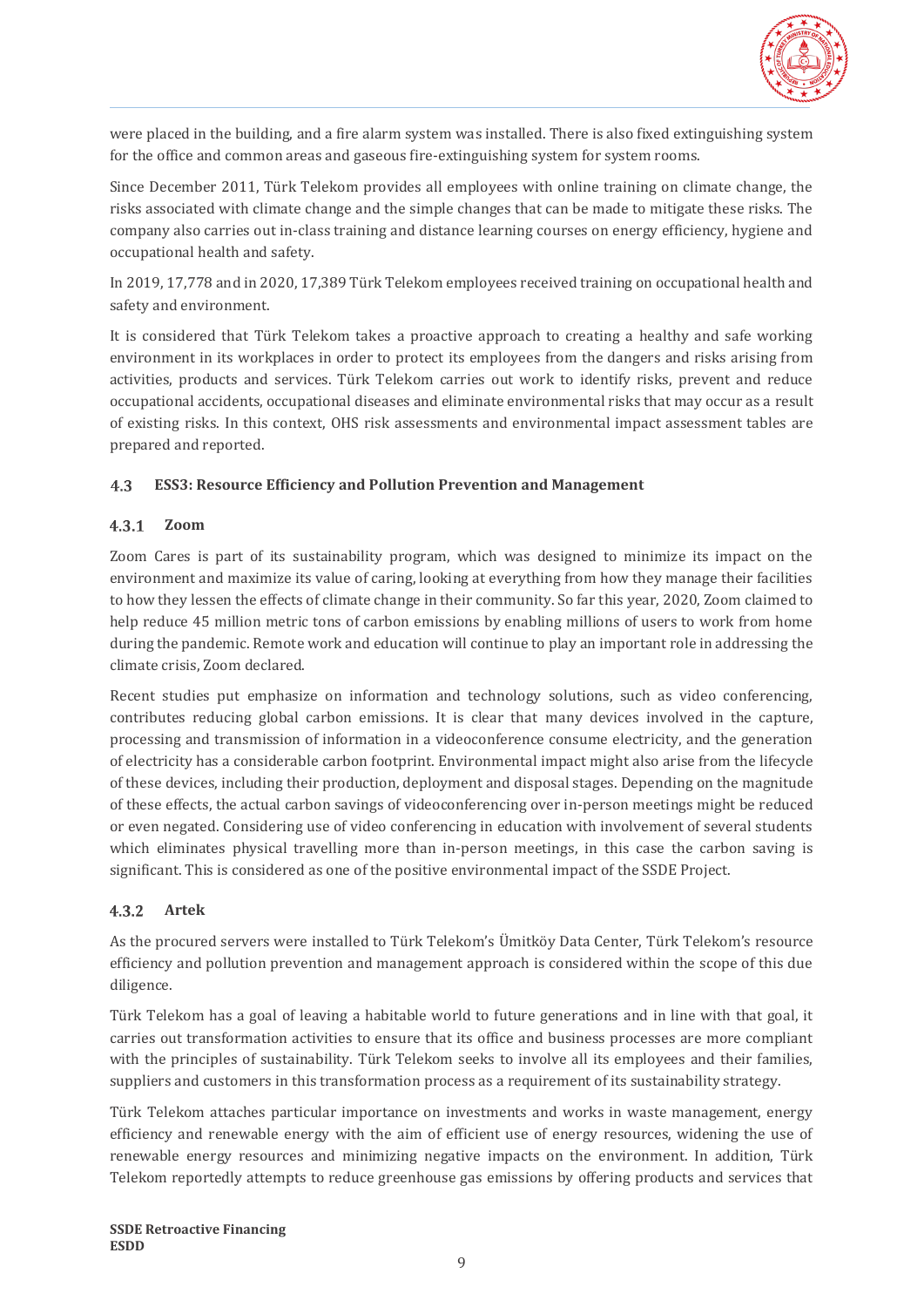were placed in the building, and a fire alarm system was installed. There is also fixed extinguishing system for the office and common areas and gaseous fire-extinguishing system for system rooms.

Since December 2011, Türk Telekom provides all employees with online training on climate change, the risks associated with climate change and the simple changes that can be made to mitigate these risks. The company also carries out in-class training and distance learning courses on energy efficiency, hygiene and occupational health and safety.

In 2019, 17,778 and in 2020, 17,389 Türk Telekom employees received training on occupational health and safety and environment.

It is considered that Türk Telekom takes a proactive approach to creating a healthy and safe working environment in its workplaces in order to protect its employees from the dangers and risks arising from activities, products and services. Türk Telekom carries out work to identify risks, prevent and reduce occupational accidents, occupational diseases and eliminate environmental risks that may occur as a result of existing risks. In this context, OHS risk assessments and environmental impact assessment tables are prepared and reported.

## 4.3 ESS3: Resource Efficiency and Pollution Prevention and Management

### 4.3.1 Zoom

Zoom Cares is part of its sustainability program, which was designed to minimize its impact on the environment and maximize its value of caring, looking at everything from how they manage their facilities to how they lessen the effects of climate change in their community. So far this year, 2020, Zoom claimed to help reduce 45 million metric tons of carbon emissions by enabling millions of users to work from home during the pandemic. Remote work and education will continue to play an important role in addressing the climate crisis, Zoom declared.

Recent studies put emphasize on information and technology solutions, such as video conferencing, contributes reducing global carbon emissions. It is clear that many devices involved in the capture, processing and transmission of information in a videoconference consume electricity, and the generation of electricity has a considerable carbon footprint. Environmental impact might also arise from the lifecycle of these devices, including their production, deployment and disposal stages. Depending on the magnitude of these effects, the actual carbon savings of videoconferencing over in-person meetings might be reduced or even negated. Considering use of video conferencing in education with involvement of several students which eliminates physical travelling more than in-person meetings, in this case the carbon saving is significant. This is considered as one of the positive environmental impact of the SSDE Project.

### 4.3.2 Artek

As the procured servers were installed to Türk Telekom's Ümitköy Data Center, Türk Telekom's resource efficiency and pollution prevention and management approach is considered within the scope of this due diligence.

Türk Telekom has a goal of leaving a habitable world to future generations and in line with that goal, it carries out transformation activities to ensure that its office and business processes are more compliant with the principles of sustainability. Türk Telekom seeks to involve all its employees and their families, suppliers and customers in this transformation process as a requirement of its sustainability strategy.

Türk Telekom attaches particular importance on investments and works in waste management, energy efficiency and renewable energy with the aim of efficient use of energy resources, widening the use of renewable energy resources and minimizing negative impacts on the environment. In addition, Türk Telekom reportedly attempts to reduce greenhouse gas emissions by offering products and services that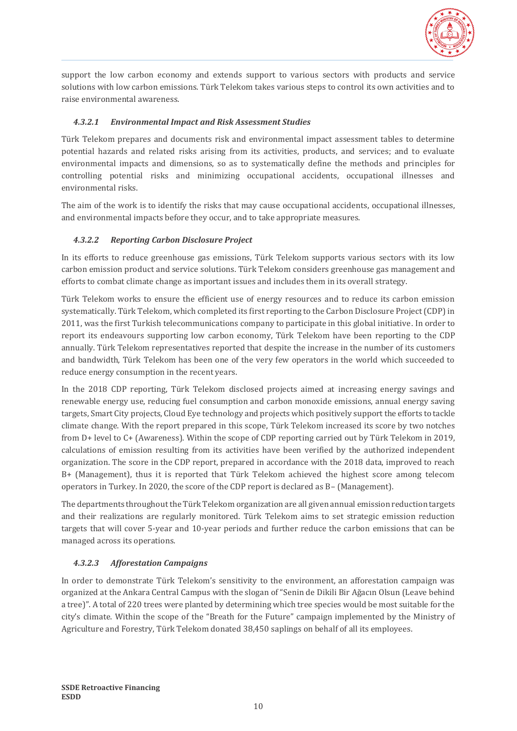support the low carbon economy and extends support to various sectors with products and service solutions with low carbon emissions. Türk Telekom takes various steps to control its own activities and to raise environmental awareness.

#### *4.3.2.1 Environmental Impact and Risk Assessment Studies*

Türk Telekom prepares and documents risk and environmental impact assessment tables to determine potential hazards and related risks arising from its activities, products, and services; and to evaluate environmental impacts and dimensions, so as to systematically define the methods and principles for controlling potential risks and minimizing occupational accidents, occupational illnesses and environmental risks.

The aim of the work is to identify the risks that may cause occupational accidents, occupational illnesses, and environmental impacts before they occur, and to take appropriate measures.

#### *4.3.2.2 Reporting Carbon Disclosure Project*

In its efforts to reduce greenhouse gas emissions, Türk Telekom supports various sectors with its low carbon emission product and service solutions. Türk Telekom considers greenhouse gas management and efforts to combat climate change as important issues and includes them in its overall strategy.

Türk Telekom works to ensure the efficient use of energy resources and to reduce its carbon emission systematically. Türk Telekom, which completed its first reporting to the Carbon Disclosure Project (CDP) in 2011, was the first Turkish telecommunications company to participate in this global initiative. In order to report its endeavours supporting low carbon economy, Türk Telekom have been reporting to the CDP annually. Türk Telekom representatives reported that despite the increase in the number of its customers and bandwidth, Türk Telekom has been one of the very few operators in the world which succeeded to reduce energy consumption in the recent years.

In the 2018 CDP reporting, Türk Telekom disclosed projects aimed at increasing energy savings and renewable energy use, reducing fuel consumption and carbon monoxide emissions, annual energy saving targets, Smart City projects, Cloud Eye technology and projects which positively support the efforts to tackle climate change. With the report prepared in this scope, Türk Telekom increased its score by two notches from D+ level to C+ (Awareness). Within the scope of CDP reporting carried out by Türk Telekom in 2019, calculations of emission resulting from its activities have been verified by the authorized independent organization. The score in the CDP report, prepared in accordance with the 2018 data, improved to reach B+ (Management), thus it is reported that Türk Telekom achieved the highest score among telecom operators in Turkey. In 2020, the score of the CDP report is declared as B– (Management).

The departments throughout the Türk Telekom organization are all given annual emission reduction targets and their realizations are regularly monitored. Türk Telekom aims to set strategic emission reduction targets that will cover 5-year and 10-year periods and further reduce the carbon emissions that can be managed across its operations.

#### *4.3.2.3 Afforestation Campaigns*

In order to demonstrate Türk Telekom's sensitivity to the environment, an afforestation campaign was organized at the Ankara Central Campus with the slogan of "Senin de Dikili Bir Ağacın Olsun (Leave behind a tree)". A total of 220 trees were planted by determining which tree species would be most suitable for the city's climate. Within the scope of the "Breath for the Future" campaign implemented by the Ministry of Agriculture and Forestry, Türk Telekom donated 38,450 saplings on behalf of all its employees.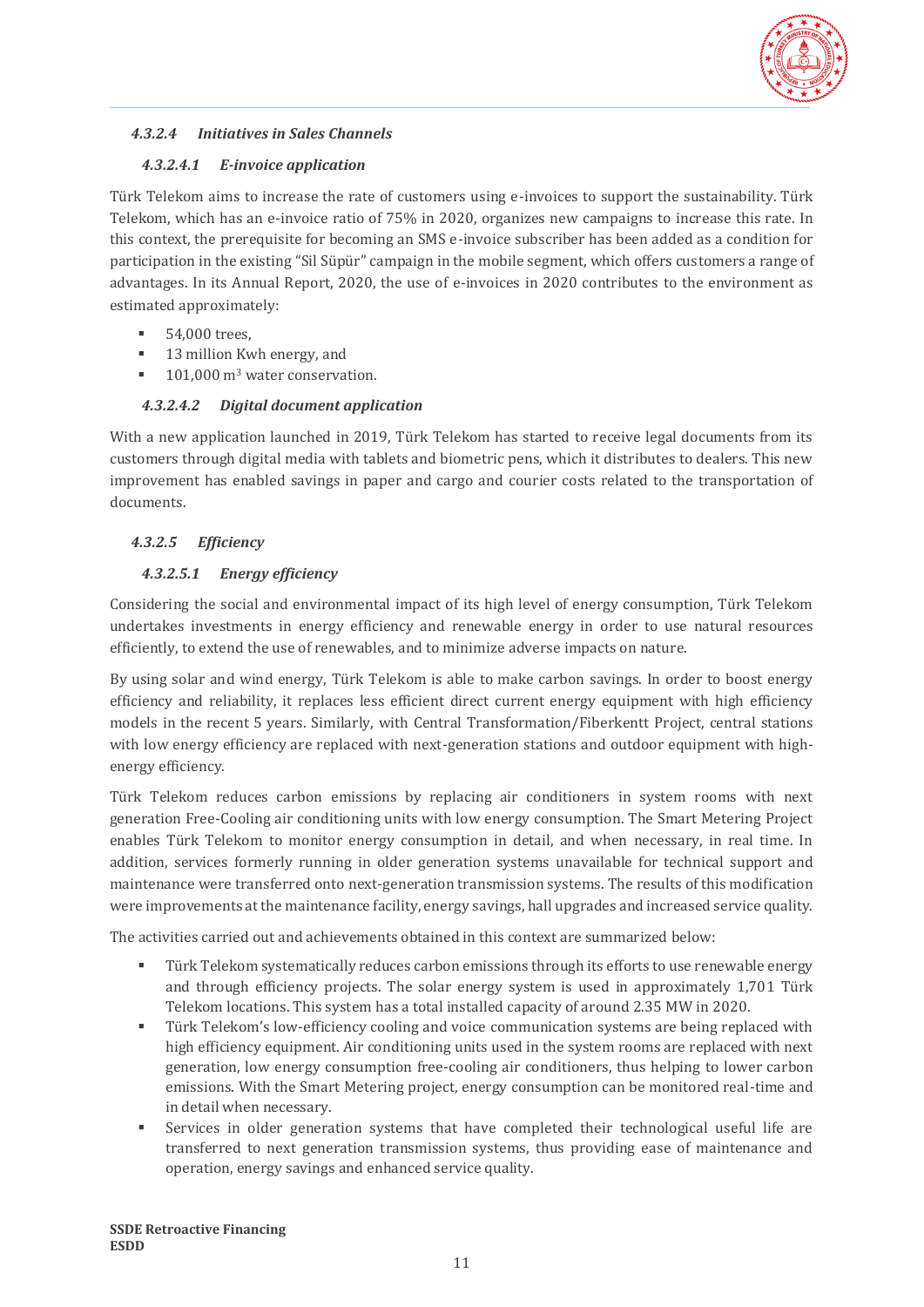#### *4.3.2.4 Initiatives in Sales Channels*

##### *4.3.2.4.1 E-invoice application*

Türk Telekom aims to increase the rate of customers using e-invoices to support the sustainability. Türk Telekom, which has an e-invoice ratio of 75% in 2020, organizes new campaigns to increase this rate. In this context, the prerequisite for becoming an SMS e-invoice subscriber has been added as a condition for participation in the existing "Sil Süpür" campaign in the mobile segment, which offers customers a range of advantages. In its Annual Report, 2020, the use of e-invoices in 2020 contributes to the environment as estimated approximately:

- 54,000 trees,
- 13 million Kwh energy, and
- 101,000 $m^3$ water conservation.

##### *4.3.2.4.2 Digital document application*

With a new application launched in 2019, Türk Telekom has started to receive legal documents from its customers through digital media with tablets and biometric pens, which it distributes to dealers. This new improvement has enabled savings in paper and cargo and courier costs related to the transportation of documents.

#### *4.3.2.5 Efficiency*

##### *4.3.2.5.1 Energy efficiency*

Considering the social and environmental impact of its high level of energy consumption, Türk Telekom undertakes investments in energy efficiency and renewable energy in order to use natural resources efficiently, to extend the use of renewables, and to minimize adverse impacts on nature.

By using solar and wind energy, Türk Telekom is able to make carbon savings. In order to boost energy efficiency and reliability, it replaces less efficient direct current energy equipment with high efficiency models in the recent 5 years. Similarly, with Central Transformation/Fiberkentt Project, central stations with low energy efficiency are replaced with next-generation stations and outdoor equipment with high-energy efficiency.

Türk Telekom reduces carbon emissions by replacing air conditioners in system rooms with next generation Free-Cooling air conditioning units with low energy consumption. The Smart Metering Project enables Türk Telekom to monitor energy consumption in detail, and when necessary, in real time. In addition, services formerly running in older generation systems unavailable for technical support and maintenance were transferred onto next-generation transmission systems. The results of this modification were improvements at the maintenance facility, energy savings, hall upgrades and increased service quality.

The activities carried out and achievements obtained in this context are summarized below:

- Türk Telekom systematically reduces carbon emissions through its efforts to use renewable energy and through efficiency projects. The solar energy system is used in approximately 1,701 Türk Telekom locations. This system has a total installed capacity of around 2.35 MW in 2020.
- Türk Telekom's low-efficiency cooling and voice communication systems are being replaced with high efficiency equipment. Air conditioning units used in the system rooms are replaced with next generation, low energy consumption free-cooling air conditioners, thus helping to lower carbon emissions. With the Smart Metering project, energy consumption can be monitored real-time and in detail when necessary.
- Services in older generation systems that have completed their technological useful life are transferred to next generation transmission systems, thus providing ease of maintenance and operation, energy savings and enhanced service quality.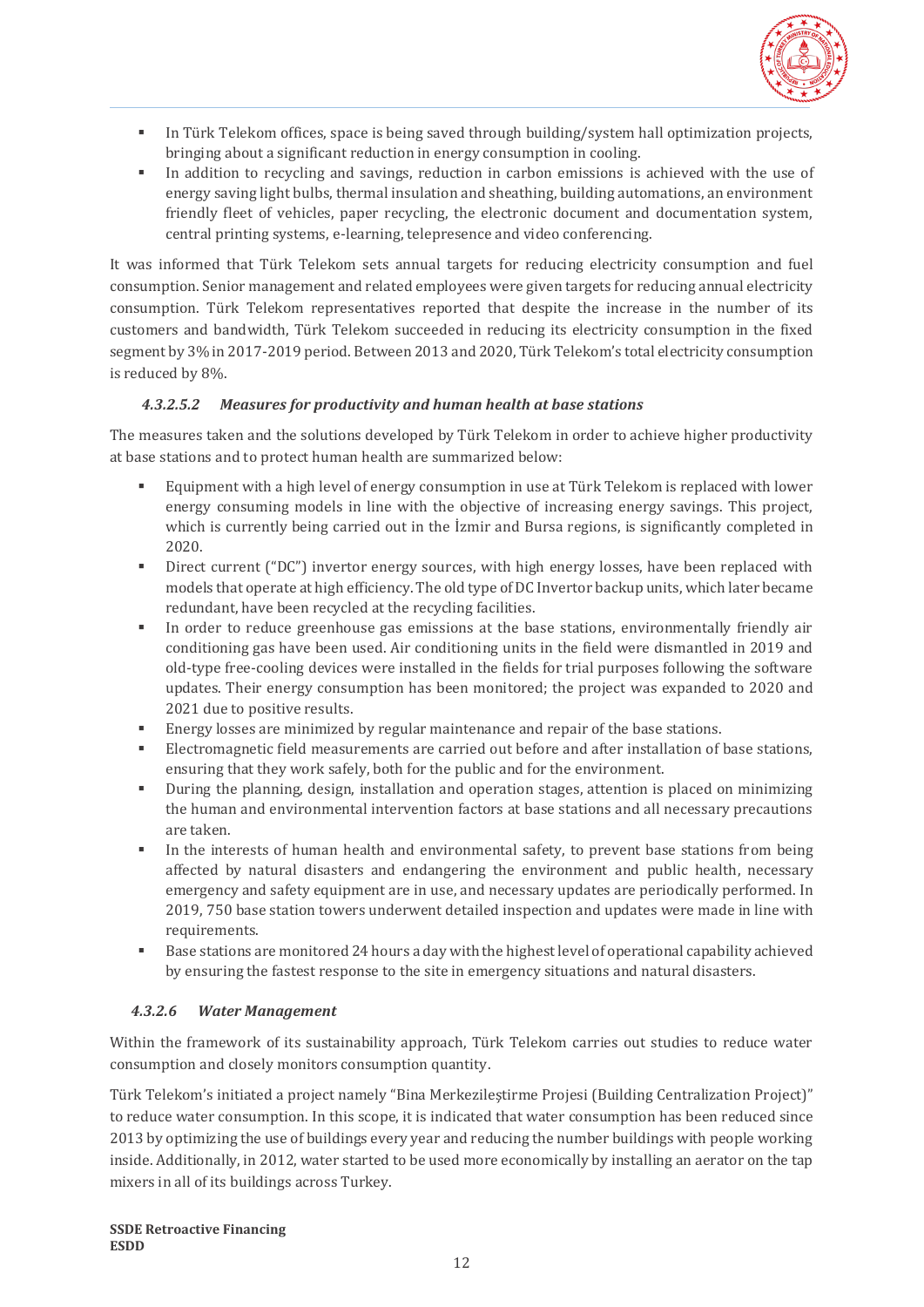- In Türk Telekom offices, space is being saved through building/system hall optimization projects, bringing about a significant reduction in energy consumption in cooling.
- In addition to recycling and savings, reduction in carbon emissions is achieved with the use of energy saving light bulbs, thermal insulation and sheathing, building automations, an environment friendly fleet of vehicles, paper recycling, the electronic document and documentation system, central printing systems, e-learning, telepresence and video conferencing.

It was informed that Türk Telekom sets annual targets for reducing electricity consumption and fuel consumption. Senior management and related employees were given targets for reducing annual electricity consumption. Türk Telekom representatives reported that despite the increase in the number of its customers and bandwidth, Türk Telekom succeeded in reducing its electricity consumption in the fixed segment by 3% in 2017-2019 period. Between 2013 and 2020, Türk Telekom's total electricity consumption is reduced by 8%.

#### *4.3.2.5.2 Measures for productivity and human health at base stations*

The measures taken and the solutions developed by Türk Telekom in order to achieve higher productivity at base stations and to protect human health are summarized below:

- Equipment with a high level of energy consumption in use at Türk Telekom is replaced with lower energy consuming models in line with the objective of increasing energy savings. This project, which is currently being carried out in the İzmir and Bursa regions, is significantly completed in 2020.
- Direct current ("DC") invertor energy sources, with high energy losses, have been replaced with models that operate at high efficiency. The old type of DC Invertor backup units, which later became redundant, have been recycled at the recycling facilities.
- In order to reduce greenhouse gas emissions at the base stations, environmentally friendly air conditioning gas have been used. Air conditioning units in the field were dismantled in 2019 and old-type free-cooling devices were installed in the fields for trial purposes following the software updates. Their energy consumption has been monitored; the project was expanded to 2020 and 2021 due to positive results.
- Energy losses are minimized by regular maintenance and repair of the base stations.
- Electromagnetic field measurements are carried out before and after installation of base stations, ensuring that they work safely, both for the public and for the environment.
- During the planning, design, installation and operation stages, attention is placed on minimizing the human and environmental intervention factors at base stations and all necessary precautions are taken.
- In the interests of human health and environmental safety, to prevent base stations from being affected by natural disasters and endangering the environment and public health, necessary emergency and safety equipment are in use, and necessary updates are periodically performed. In 2019, 750 base station towers underwent detailed inspection and updates were made in line with requirements.
- Base stations are monitored 24 hours a day with the highest level of operational capability achieved by ensuring the fastest response to the site in emergency situations and natural disasters.

### *4.3.2.6 Water Management*

Within the framework of its sustainability approach, Türk Telekom carries out studies to reduce water consumption and closely monitors consumption quantity.

Türk Telekom's initiated a project namely "Bina Merkezileştirme Projesi (Building Centralization Project)" to reduce water consumption. In this scope, it is indicated that water consumption has been reduced since 2013 by optimizing the use of buildings every year and reducing the number buildings with people working inside. Additionally, in 2012, water started to be used more economically by installing an aerator on the tap mixers in all of its buildings across Turkey.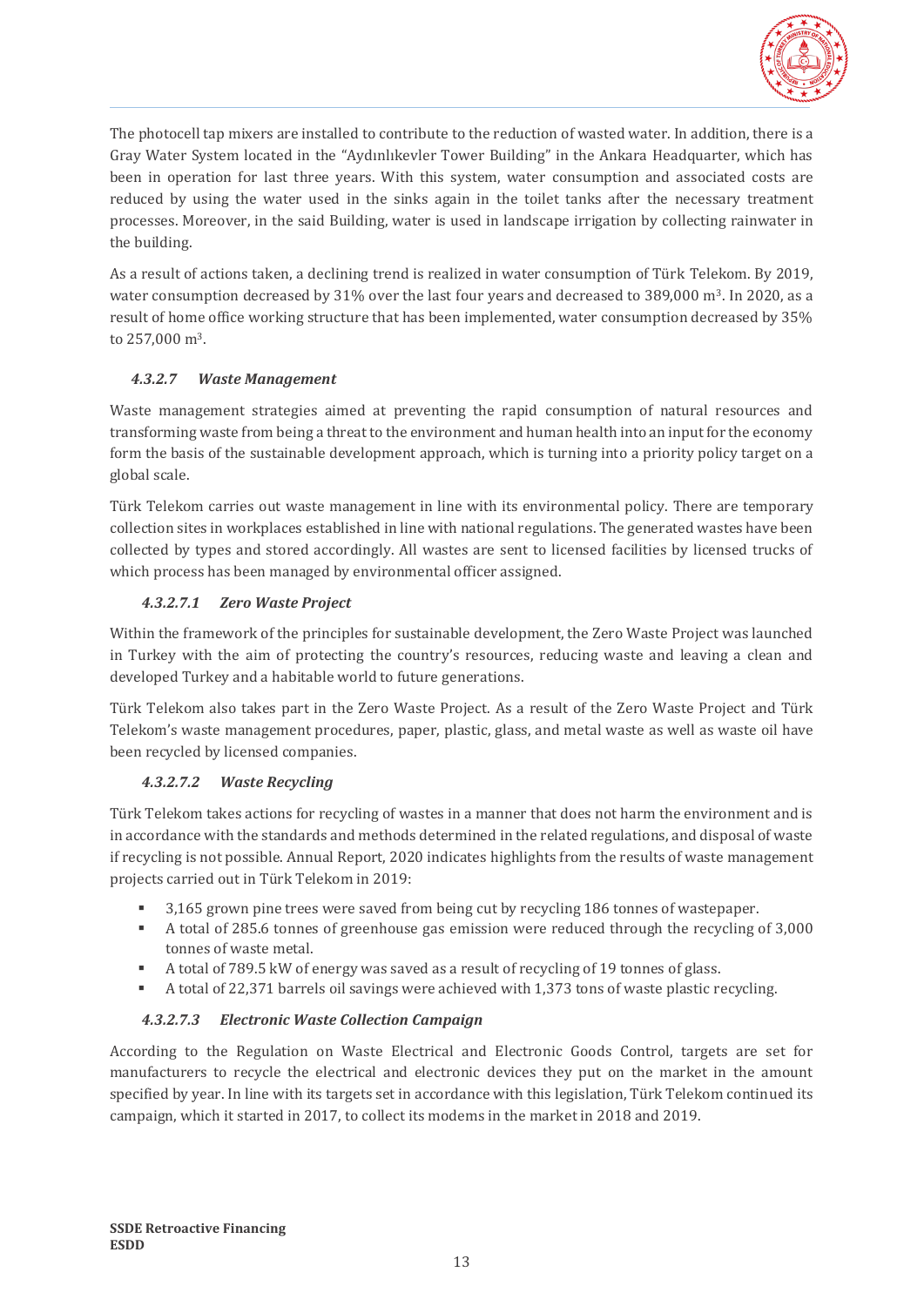The photocell tap mixers are installed to contribute to the reduction of wasted water. In addition, there is a Gray Water System located in the "Aydınlıkevler Tower Building" in the Ankara Headquarter, which has been in operation for last three years. With this system, water consumption and associated costs are reduced by using the water used in the sinks again in the toilet tanks after the necessary treatment processes. Moreover, in the said Building, water is used in landscape irrigation by collecting rainwater in the building.

As a result of actions taken, a declining trend is realized in water consumption of Türk Telekom. By 2019, water consumption decreased by 31% over the last four years and decreased to 389,000 $m^3$. In 2020, as a result of home office working structure that has been implemented, water consumption decreased by 35% to 257,000 $m^3$.

#### *4.3.2.7 Waste Management*

Waste management strategies aimed at preventing the rapid consumption of natural resources and transforming waste from being a threat to the environment and human health into an input for the economy form the basis of the sustainable development approach, which is turning into a priority policy target on a global scale.

Türk Telekom carries out waste management in line with its environmental policy. There are temporary collection sites in workplaces established in line with national regulations. The generated wastes have been collected by types and stored accordingly. All wastes are sent to licensed facilities by licensed trucks of which process has been managed by environmental officer assigned.

##### *4.3.2.7.1 Zero Waste Project*

Within the framework of the principles for sustainable development, the Zero Waste Project was launched in Turkey with the aim of protecting the country's resources, reducing waste and leaving a clean and developed Turkey and a habitable world to future generations.

Türk Telekom also takes part in the Zero Waste Project. As a result of the Zero Waste Project and Türk Telekom's waste management procedures, paper, plastic, glass, and metal waste as well as waste oil have been recycled by licensed companies.

##### *4.3.2.7.2 Waste Recycling*

Türk Telekom takes actions for recycling of wastes in a manner that does not harm the environment and is in accordance with the standards and methods determined in the related regulations, and disposal of waste if recycling is not possible. Annual Report, 2020 indicates highlights from the results of waste management projects carried out in Türk Telekom in 2019:

- 3,165 grown pine trees were saved from being cut by recycling 186 tonnes of wastepaper.
- A total of 285.6 tonnes of greenhouse gas emission were reduced through the recycling of 3,000 tonnes of waste metal.
- A total of 789.5 kW of energy was saved as a result of recycling of 19 tonnes of glass.
- A total of 22,371 barrels oil savings were achieved with 1,373 tons of waste plastic recycling.

##### *4.3.2.7.3 Electronic Waste Collection Campaign*

According to the Regulation on Waste Electrical and Electronic Goods Control, targets are set for manufacturers to recycle the electrical and electronic devices they put on the market in the amount specified by year. In line with its targets set in accordance with this legislation, Türk Telekom continued its campaign, which it started in 2017, to collect its modems in the market in 2018 and 2019.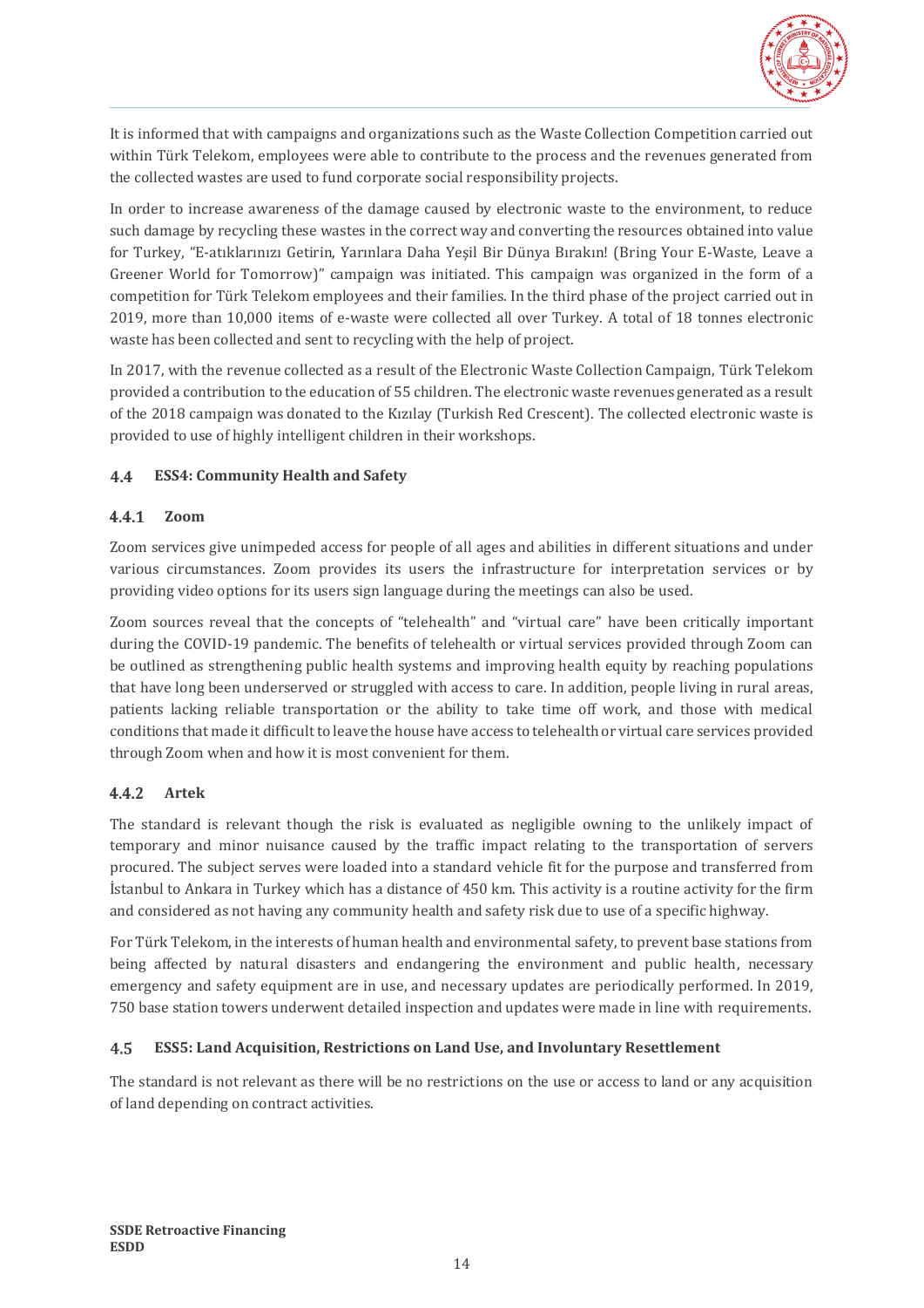It is informed that with campaigns and organizations such as the Waste Collection Competition carried out within Türk Telekom, employees were able to contribute to the process and the revenues generated from the collected wastes are used to fund corporate social responsibility projects.

In order to increase awareness of the damage caused by electronic waste to the environment, to reduce such damage by recycling these wastes in the correct way and converting the resources obtained into value for Turkey, "E-atıklarınızı Getirin, Yarınlara Daha Yeşil Bir Dünya Bırakın! (Bring Your E-Waste, Leave a Greener World for Tomorrow)" campaign was initiated. This campaign was organized in the form of a competition for Türk Telekom employees and their families. In the third phase of the project carried out in 2019, more than 10,000 items of e-waste were collected all over Turkey. A total of 18 tonnes electronic waste has been collected and sent to recycling with the help of project.

In 2017, with the revenue collected as a result of the Electronic Waste Collection Campaign, Türk Telekom provided a contribution to the education of 55 children. The electronic waste revenues generated as a result of the 2018 campaign was donated to the Kızılay (Turkish Red Crescent). The collected electronic waste is provided to use of highly intelligent children in their workshops.

## 4.4 ESS4: Community Health and Safety

### 4.4.1 Zoom

Zoom services give unimpeded access for people of all ages and abilities in different situations and under various circumstances. Zoom provides its users the infrastructure for interpretation services or by providing video options for its users sign language during the meetings can also be used.

Zoom sources reveal that the concepts of "telehealth" and "virtual care" have been critically important during the COVID-19 pandemic. The benefits of telehealth or virtual services provided through Zoom can be outlined as strengthening public health systems and improving health equity by reaching populations that have long been underserved or struggled with access to care. In addition, people living in rural areas, patients lacking reliable transportation or the ability to take time off work, and those with medical conditions that made it difficult to leave the house have access to telehealth or virtual care services provided through Zoom when and how it is most convenient for them.

### 4.4.2 Artek

The standard is relevant though the risk is evaluated as negligible owning to the unlikely impact of temporary and minor nuisance caused by the traffic impact relating to the transportation of servers procured. The subject serves were loaded into a standard vehicle fit for the purpose and transferred from İstanbul to Ankara in Turkey which has a distance of 450 km. This activity is a routine activity for the firm and considered as not having any community health and safety risk due to use of a specific highway.

For Türk Telekom, in the interests of human health and environmental safety, to prevent base stations from being affected by natural disasters and endangering the environment and public health, necessary emergency and safety equipment are in use, and necessary updates are periodically performed. In 2019, 750 base station towers underwent detailed inspection and updates were made in line with requirements.

## 4.5 ESS5: Land Acquisition, Restrictions on Land Use, and Involuntary Resettlement

The standard is not relevant as there will be no restrictions on the use or access to land or any acquisition of land depending on contract activities.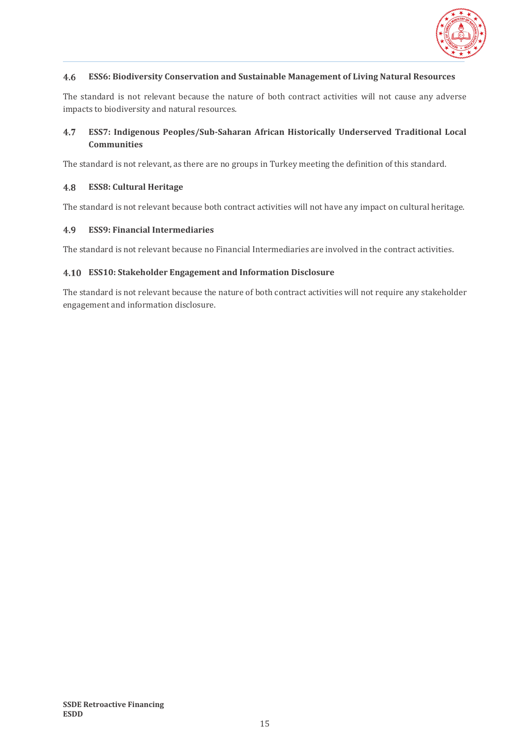### 4.6 ESS6: Biodiversity Conservation and Sustainable Management of Living Natural Resources

The standard is not relevant because the nature of both contract activities will not cause any adverse impacts to biodiversity and natural resources.

### 4.7 ESS7: Indigenous Peoples/Sub-Saharan African Historically Underserved Traditional Local Communities

The standard is not relevant, as there are no groups in Turkey meeting the definition of this standard.

### 4.8 ESS8: Cultural Heritage

The standard is not relevant because both contract activities will not have any impact on cultural heritage.

### 4.9 ESS9: Financial Intermediaries

The standard is not relevant because no Financial Intermediaries are involved in the contract activities.

### 4.10 ESS10: Stakeholder Engagement and Information Disclosure

The standard is not relevant because the nature of both contract activities will not require any stakeholder engagement and information disclosure.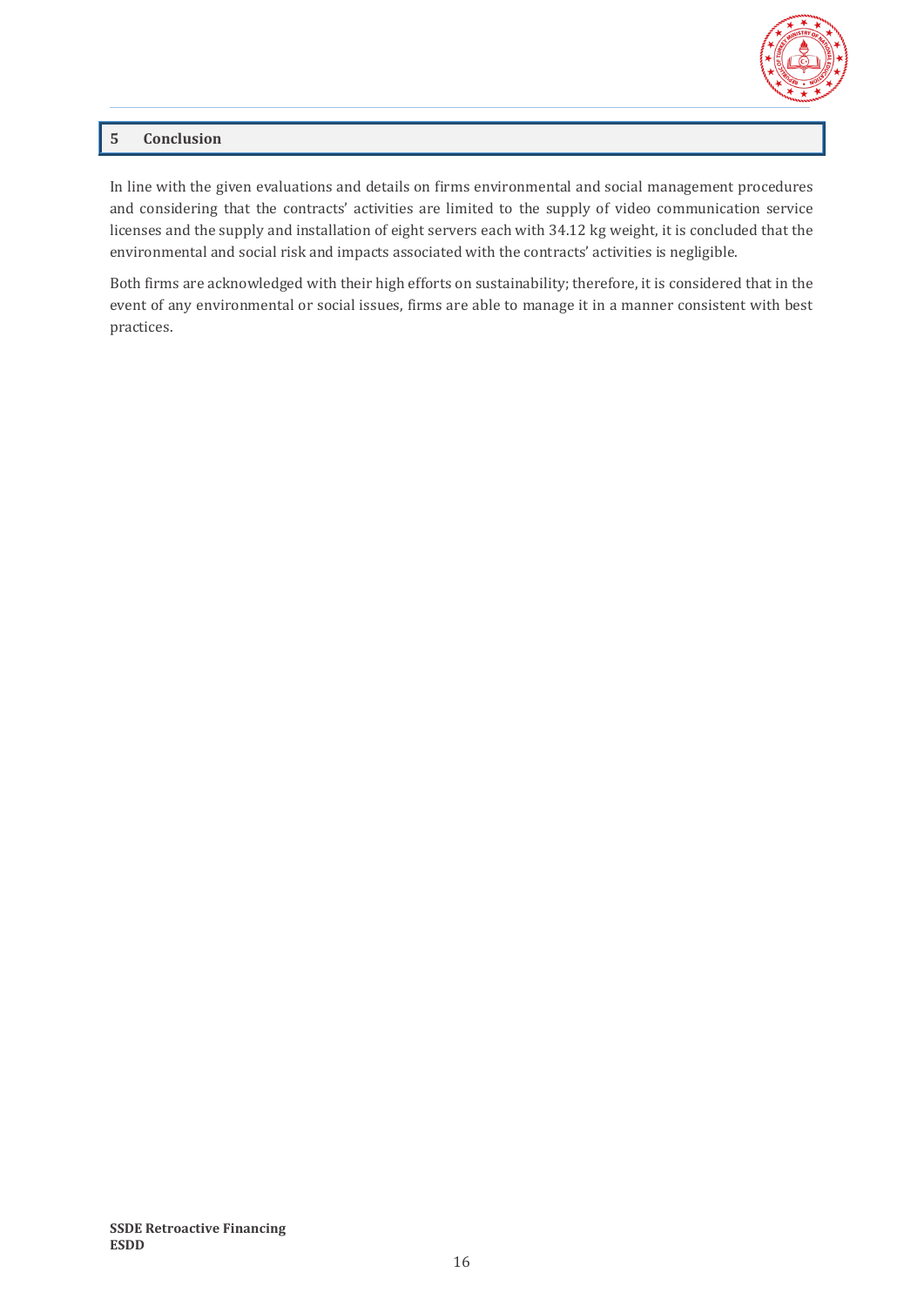# 5 Conclusion

In line with the given evaluations and details on firms environmental and social management procedures and considering that the contracts' activities are limited to the supply of video communication service licenses and the supply and installation of eight servers each with 34.12 kg weight, it is concluded that the environmental and social risk and impacts associated with the contracts' activities is negligible.

Both firms are acknowledged with their high efforts on sustainability; therefore, it is considered that in the event of any environmental or social issues, firms are able to manage it in a manner consistent with best practices.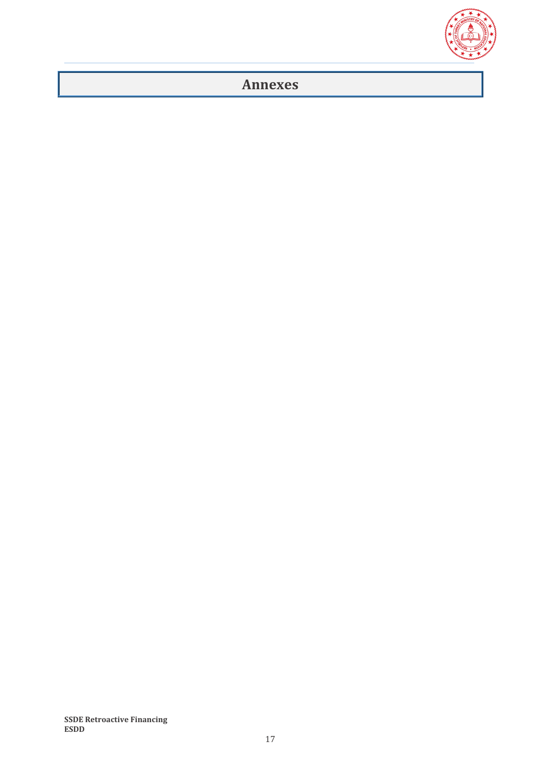# Annexes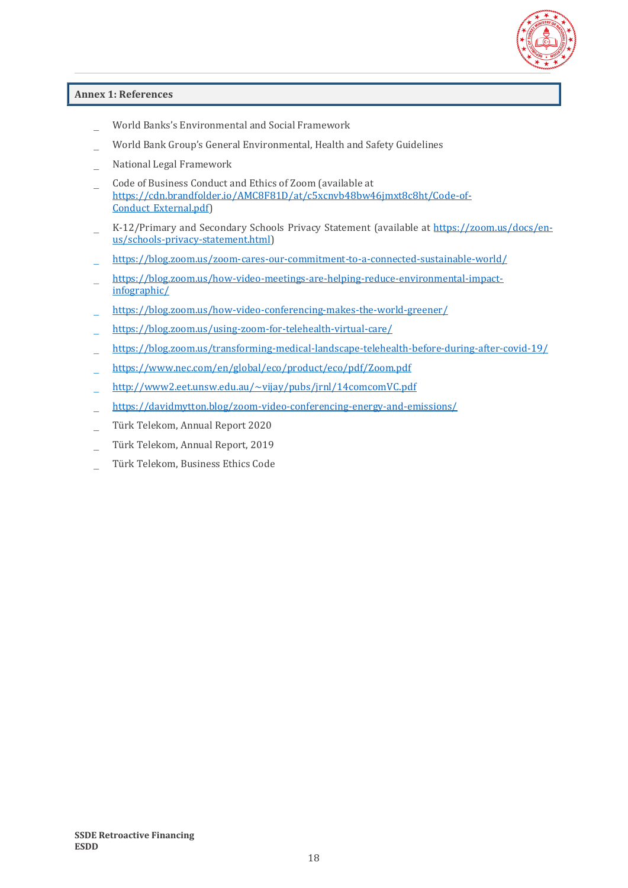## Annex 1: References

- World Banks's Environmental and Social Framework
- World Bank Group's General Environmental, Health and Safety Guidelines
- National Legal Framework
- Code of Business Conduct and Ethics of Zoom (available at https://cdn.brandfolder.io/AMC8F81D/at/c5xcnvb48bw46jmxt8c8ht/Code-of-Conduct_External.pdf)
- K-12/Primary and Secondary Schools Privacy Statement (available at https://zoom.us/docs/en-us/schools-privacy-statement.html)
- https://blog.zoom.us/zoom-cares-our-commitment-to-a-connected-sustainable-world/
- https://blog.zoom.us/how-video-meetings-are-helping-reduce-environmental-impact-infographic/
- https://blog.zoom.us/how-video-conferencing-makes-the-world-greener/
- https://blog.zoom.us/using-zoom-for-telehealth-virtual-care/
- https://blog.zoom.us/transforming-medical-landscape-telehealth-before-during-after-covid-19/
- https://www.nec.com/en/global/eco/product/eco/pdf/Zoom.pdf
- http://www2.eet.unsw.edu.au/~vijay/pubs/jrnl/14comcomVC.pdf
- https://davidmytton.blog/zoom-video-conferencing-energy-and-emissions/
- Türk Telekom, Annual Report 2020
- Türk Telekom, Annual Report, 2019
- Türk Telekom, Business Ethics Code